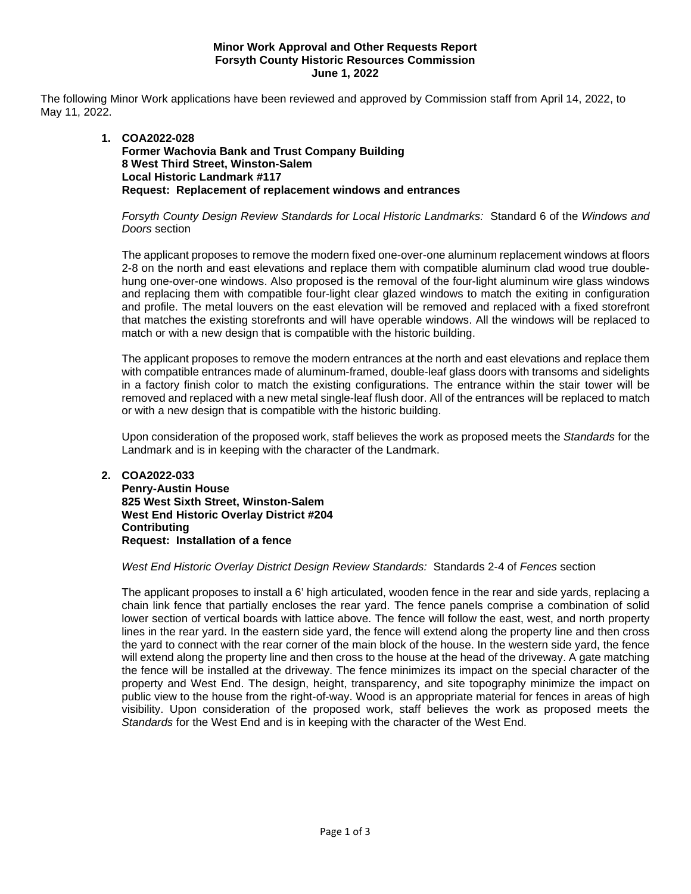**Minor Work Approval and Other Requests Report**
**Forsyth County Historic Resources Commission**
**June 1, 2022**

The following Minor Work applications have been reviewed and approved by Commission staff from April 14, 2022, to May 11, 2022.

1. **COA2022-028**
   **Former Wachovia Bank and Trust Company Building**
   **8 West Third Street, Winston-Salem**
   **Local Historic Landmark #117**
   **Request: Replacement of replacement windows and entrances**

   *Forsyth County Design Review Standards for Local Historic Landmarks:* Standard 6 of the *Windows and Doors* section

   The applicant proposes to remove the modern fixed one-over-one aluminum replacement windows at floors 2-8 on the north and east elevations and replace them with compatible aluminum clad wood true double-hung one-over-one windows. Also proposed is the removal of the four-light aluminum wire glass windows and replacing them with compatible four-light clear glazed windows to match the exiting in configuration and profile. The metal louvers on the east elevation will be removed and replaced with a fixed storefront that matches the existing storefronts and will have operable windows. All the windows will be replaced to match or with a new design that is compatible with the historic building.

   The applicant proposes to remove the modern entrances at the north and east elevations and replace them with compatible entrances made of aluminum-framed, double-leaf glass doors with transoms and sidelights in a factory finish color to match the existing configurations. The entrance within the stair tower will be removed and replaced with a new metal single-leaf flush door. All of the entrances will be replaced to match or with a new design that is compatible with the historic building.

   Upon consideration of the proposed work, staff believes the work as proposed meets the *Standards* for the Landmark and is in keeping with the character of the Landmark.

2. **COA2022-033**
   **Penry-Austin House**
   **825 West Sixth Street, Winston-Salem**
   **West End Historic Overlay District #204**
   **Contributing**
   **Request: Installation of a fence**

   *West End Historic Overlay District Design Review Standards:* Standards 2-4 of *Fences* section

   The applicant proposes to install a 6' high articulated, wooden fence in the rear and side yards, replacing a chain link fence that partially encloses the rear yard. The fence panels comprise a combination of solid lower section of vertical boards with lattice above. The fence will follow the east, west, and north property lines in the rear yard. In the eastern side yard, the fence will extend along the property line and then cross the yard to connect with the rear corner of the main block of the house. In the western side yard, the fence will extend along the property line and then cross to the house at the head of the driveway. A gate matching the fence will be installed at the driveway. The fence minimizes its impact on the special character of the property and West End. The design, height, transparency, and site topography minimize the impact on public view to the house from the right-of-way. Wood is an appropriate material for fences in areas of high visibility. Upon consideration of the proposed work, staff believes the work as proposed meets the *Standards* for the West End and is in keeping with the character of the West End.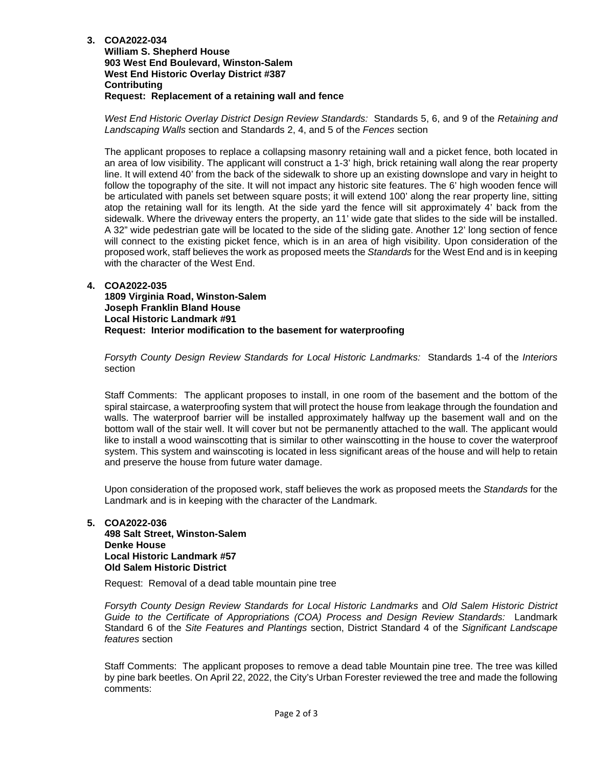3. **COA2022-034**
   **William S. Shepherd House**
   **903 West End Boulevard, Winston-Salem**
   **West End Historic Overlay District #387**
   **Contributing**
   **Request: Replacement of a retaining wall and fence**

   *West End Historic Overlay District Design Review Standards:* Standards 5, 6, and 9 of the *Retaining and Landscaping Walls* section and Standards 2, 4, and 5 of the *Fences* section

   The applicant proposes to replace a collapsing masonry retaining wall and a picket fence, both located in an area of low visibility. The applicant will construct a 1-3' high, brick retaining wall along the rear property line. It will extend 40' from the back of the sidewalk to shore up an existing downslope and vary in height to follow the topography of the site. It will not impact any historic site features. The 6' high wooden fence will be articulated with panels set between square posts; it will extend 100' along the rear property line, sitting atop the retaining wall for its length. At the side yard the fence will sit approximately 4' back from the sidewalk. Where the driveway enters the property, an 11' wide gate that slides to the side will be installed. A 32" wide pedestrian gate will be located to the side of the sliding gate. Another 12' long section of fence will connect to the existing picket fence, which is in an area of high visibility. Upon consideration of the proposed work, staff believes the work as proposed meets the *Standards* for the West End and is in keeping with the character of the West End.

4. **COA2022-035**
   **1809 Virginia Road, Winston-Salem**
   **Joseph Franklin Bland House**
   **Local Historic Landmark #91**
   **Request: Interior modification to the basement for waterproofing**

   *Forsyth County Design Review Standards for Local Historic Landmarks:* Standards 1-4 of the *Interiors* section

   Staff Comments: The applicant proposes to install, in one room of the basement and the bottom of the spiral staircase, a waterproofing system that will protect the house from leakage through the foundation and walls. The waterproof barrier will be installed approximately halfway up the basement wall and on the bottom wall of the stair well. It will cover but not be permanently attached to the wall. The applicant would like to install a wood wainscotting that is similar to other wainscotting in the house to cover the waterproof system. This system and wainscoting is located in less significant areas of the house and will help to retain and preserve the house from future water damage.

   Upon consideration of the proposed work, staff believes the work as proposed meets the *Standards* for the Landmark and is in keeping with the character of the Landmark.

5. **COA2022-036**
   **498 Salt Street, Winston-Salem**
   **Denke House**
   **Local Historic Landmark #57**
   **Old Salem Historic District**

   Request: Removal of a dead table mountain pine tree

   *Forsyth County Design Review Standards for Local Historic Landmarks* and *Old Salem Historic District Guide to the Certificate of Appropriations (COA) Process and Design Review Standards:* Landmark Standard 6 of the *Site Features and Plantings* section, District Standard 4 of the *Significant Landscape features* section

   Staff Comments: The applicant proposes to remove a dead table Mountain pine tree. The tree was killed by pine bark beetles. On April 22, 2022, the City's Urban Forester reviewed the tree and made the following comments: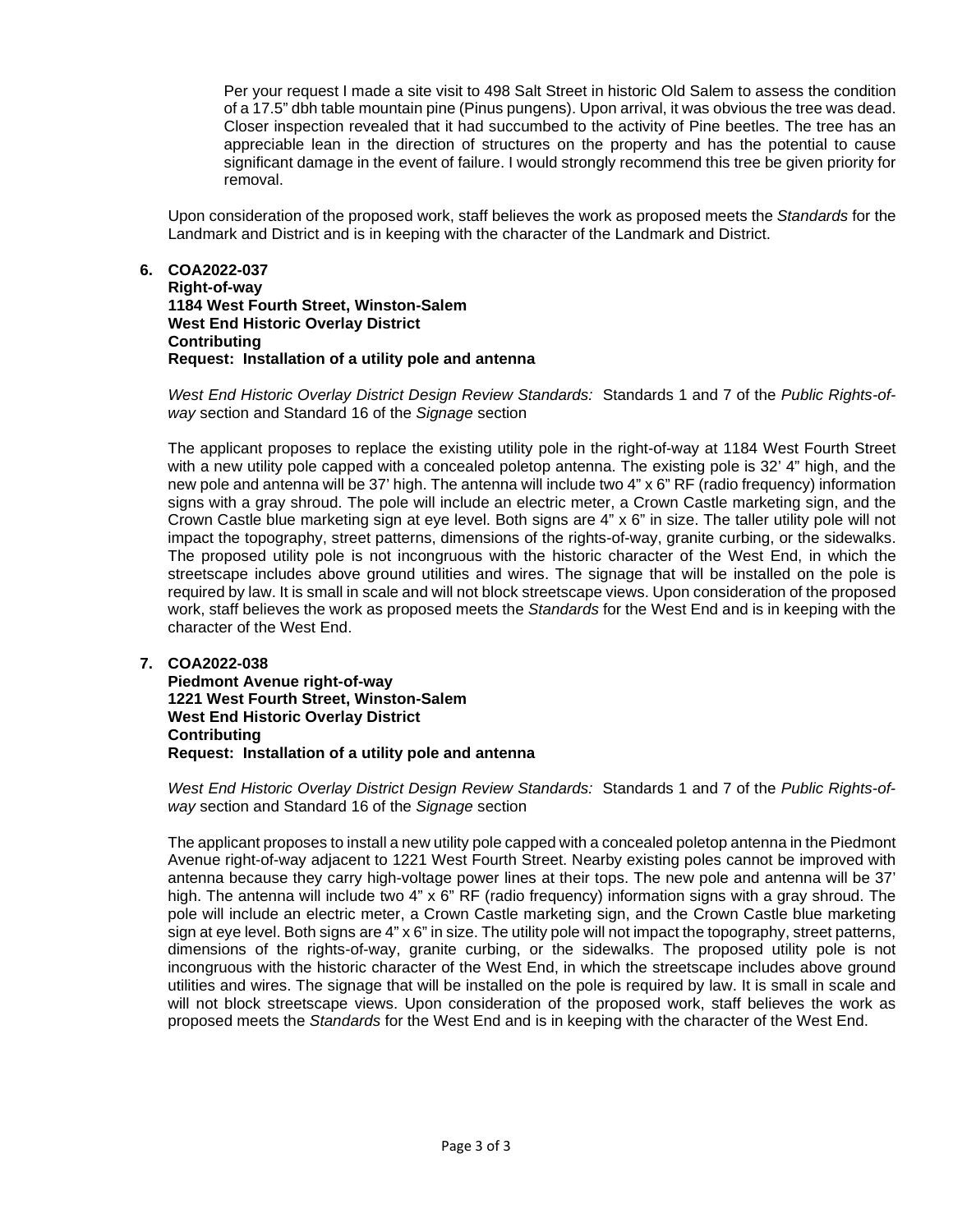> Per your request I made a site visit to 498 Salt Street in historic Old Salem to assess the condition of a 17.5" dbh table mountain pine (Pinus pungens). Upon arrival, it was obvious the tree was dead. Closer inspection revealed that it had succumbed to the activity of Pine beetles. The tree has an appreciable lean in the direction of structures on the property and has the potential to cause significant damage in the event of failure. I would strongly recommend this tree be given priority for removal.

Upon consideration of the proposed work, staff believes the work as proposed meets the *Standards* for the Landmark and District and is in keeping with the character of the Landmark and District.

6. **COA2022-037**
   **Right-of-way**
   **1184 West Fourth Street, Winston-Salem**
   **West End Historic Overlay District**
   **Contributing**
   **Request: Installation of a utility pole and antenna**

*West End Historic Overlay District Design Review Standards:* Standards 1 and 7 of the *Public Rights-of-way* section and Standard 16 of the *Signage* section

The applicant proposes to replace the existing utility pole in the right-of-way at 1184 West Fourth Street with a new utility pole capped with a concealed poletop antenna. The existing pole is 32' 4" high, and the new pole and antenna will be 37' high. The antenna will include two 4" x 6" RF (radio frequency) information signs with a gray shroud. The pole will include an electric meter, a Crown Castle marketing sign, and the Crown Castle blue marketing sign at eye level. Both signs are 4" x 6" in size. The taller utility pole will not impact the topography, street patterns, dimensions of the rights-of-way, granite curbing, or the sidewalks. The proposed utility pole is not incongruous with the historic character of the West End, in which the streetscape includes above ground utilities and wires. The signage that will be installed on the pole is required by law. It is small in scale and will not block streetscape views. Upon consideration of the proposed work, staff believes the work as proposed meets the *Standards* for the West End and is in keeping with the character of the West End.

7. **COA2022-038**
   **Piedmont Avenue right-of-way**
   **1221 West Fourth Street, Winston-Salem**
   **West End Historic Overlay District**
   **Contributing**
   **Request: Installation of a utility pole and antenna**

*West End Historic Overlay District Design Review Standards:* Standards 1 and 7 of the *Public Rights-of-way* section and Standard 16 of the *Signage* section

The applicant proposes to install a new utility pole capped with a concealed poletop antenna in the Piedmont Avenue right-of-way adjacent to 1221 West Fourth Street. Nearby existing poles cannot be improved with antenna because they carry high-voltage power lines at their tops. The new pole and antenna will be 37' high. The antenna will include two 4" x 6" RF (radio frequency) information signs with a gray shroud. The pole will include an electric meter, a Crown Castle marketing sign, and the Crown Castle blue marketing sign at eye level. Both signs are 4" x 6" in size. The utility pole will not impact the topography, street patterns, dimensions of the rights-of-way, granite curbing, or the sidewalks. The proposed utility pole is not incongruous with the historic character of the West End, in which the streetscape includes above ground utilities and wires. The signage that will be installed on the pole is required by law. It is small in scale and will not block streetscape views. Upon consideration of the proposed work, staff believes the work as proposed meets the *Standards* for the West End and is in keeping with the character of the West End.